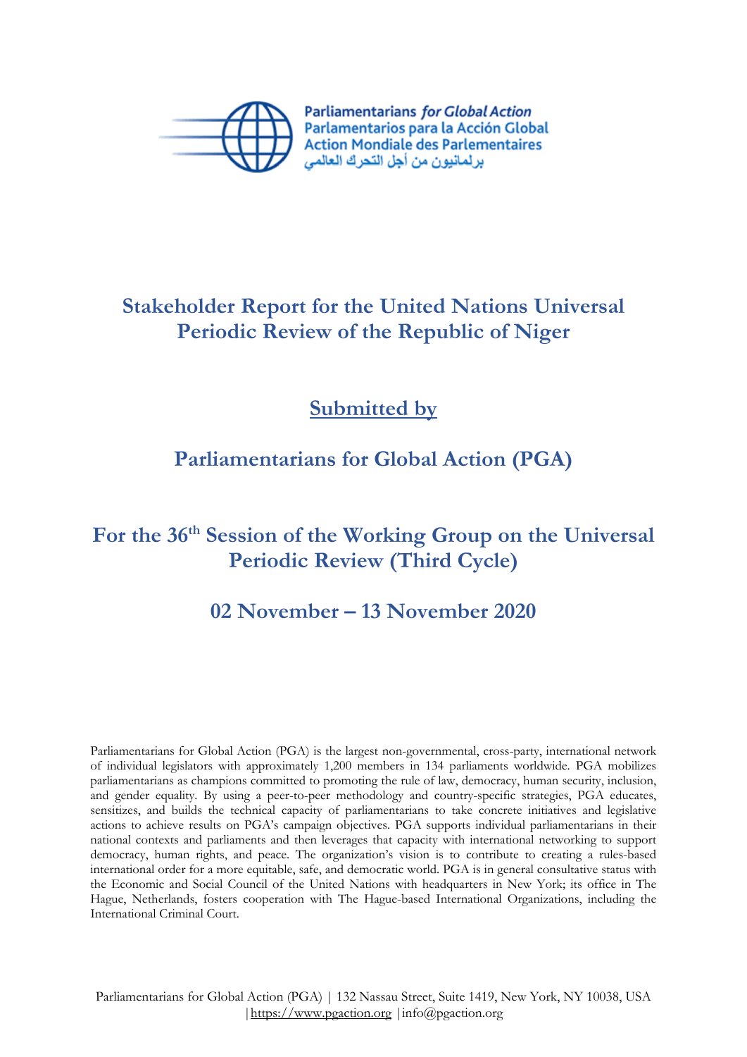Parliamentarians *for Global Action*
Parlamentarios para la Acción Global
Action Mondiale des Parlementaires
برلمانيون من أجل التحرك العالمي

# Stakeholder Report for the United Nations Universal Periodic Review of the Republic of Niger

## <u>Submitted by</u>

## Parliamentarians for Global Action (PGA)

## For the 36th Session of the Working Group on the Universal Periodic Review (Third Cycle)

## 02 November – 13 November 2020

Parliamentarians for Global Action (PGA) is the largest non-governmental, cross-party, international network of individual legislators with approximately 1,200 members in 134 parliaments worldwide. PGA mobilizes parliamentarians as champions committed to promoting the rule of law, democracy, human security, inclusion, and gender equality. By using a peer-to-peer methodology and country-specific strategies, PGA educates, sensitizes, and builds the technical capacity of parliamentarians to take concrete initiatives and legislative actions to achieve results on PGA's campaign objectives. PGA supports individual parliamentarians in their national contexts and parliaments and then leverages that capacity with international networking to support democracy, human rights, and peace. The organization's vision is to contribute to creating a rules-based international order for a more equitable, safe, and democratic world. PGA is in general consultative status with the Economic and Social Council of the United Nations with headquarters in New York; its office in The Hague, Netherlands, fosters cooperation with The Hague-based International Organizations, including the International Criminal Court.

Parliamentarians for Global Action (PGA) | 132 Nassau Street, Suite 1419, New York, NY 10038, USA | https://www.pgaction.org | info@pgaction.org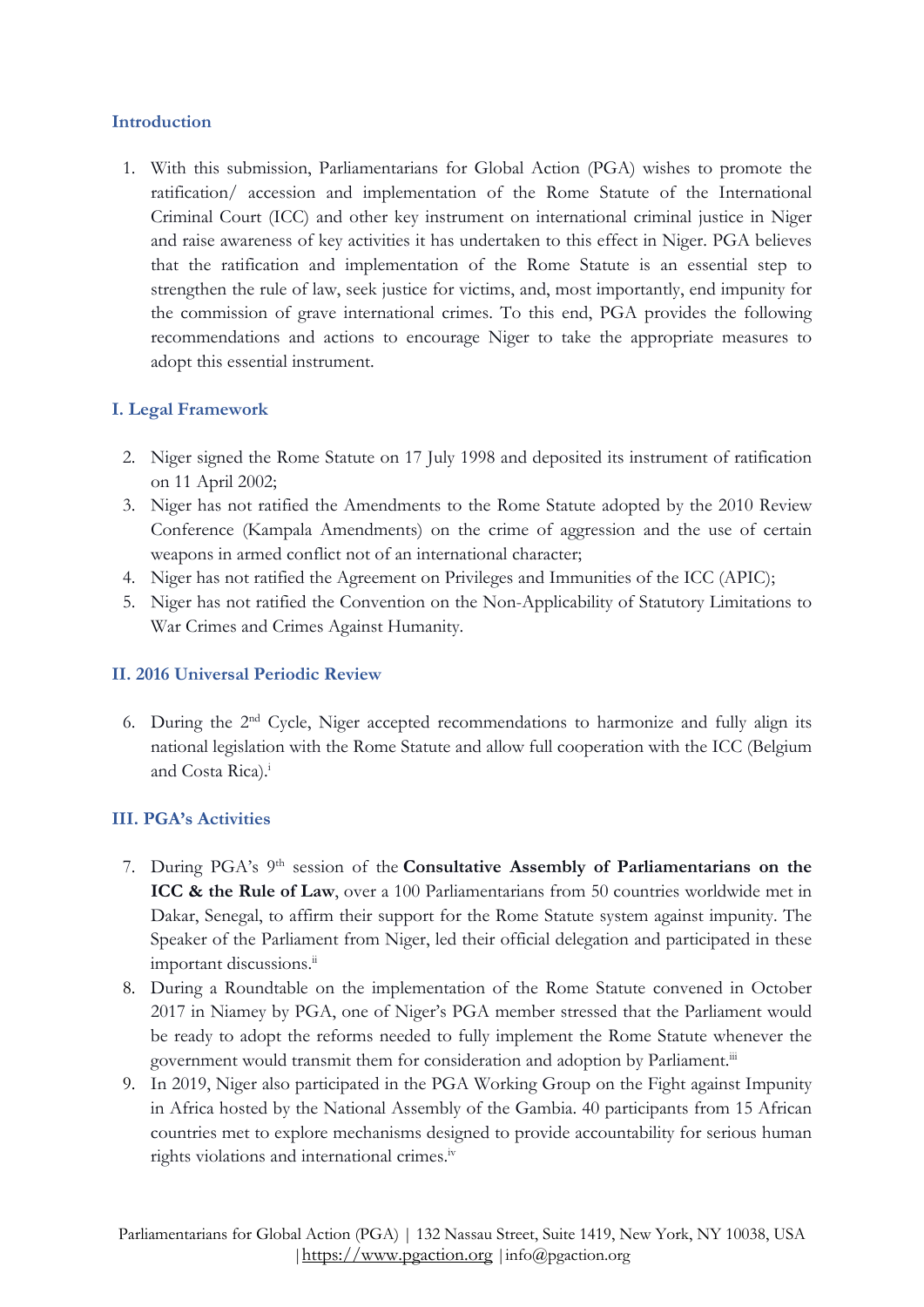## Introduction

1. With this submission, Parliamentarians for Global Action (PGA) wishes to promote the ratification/ accession and implementation of the Rome Statute of the International Criminal Court (ICC) and other key instrument on international criminal justice in Niger and raise awareness of key activities it has undertaken to this effect in Niger. PGA believes that the ratification and implementation of the Rome Statute is an essential step to strengthen the rule of law, seek justice for victims, and, most importantly, end impunity for the commission of grave international crimes. To this end, PGA provides the following recommendations and actions to encourage Niger to take the appropriate measures to adopt this essential instrument.

## I. Legal Framework

2. Niger signed the Rome Statute on 17 July 1998 and deposited its instrument of ratification on 11 April 2002;
3. Niger has not ratified the Amendments to the Rome Statute adopted by the 2010 Review Conference (Kampala Amendments) on the crime of aggression and the use of certain weapons in armed conflict not of an international character;
4. Niger has not ratified the Agreement on Privileges and Immunities of the ICC (APIC);
5. Niger has not ratified the Convention on the Non-Applicability of Statutory Limitations to War Crimes and Crimes Against Humanity.

## II. 2016 Universal Periodic Review

6. During the 2nd Cycle, Niger accepted recommendations to harmonize and fully align its national legislation with the Rome Statute and allow full cooperation with the ICC (Belgium and Costa Rica).[i]

## III. PGA's Activities

7. During PGA's 9th session of the **Consultative Assembly of Parliamentarians on the ICC & the Rule of Law**, over a 100 Parliamentarians from 50 countries worldwide met in Dakar, Senegal, to affirm their support for the Rome Statute system against impunity. The Speaker of the Parliament from Niger, led their official delegation and participated in these important discussions.[ii]
8. During a Roundtable on the implementation of the Rome Statute convened in October 2017 in Niamey by PGA, one of Niger's PGA member stressed that the Parliament would be ready to adopt the reforms needed to fully implement the Rome Statute whenever the government would transmit them for consideration and adoption by Parliament.[iii]
9. In 2019, Niger also participated in the PGA Working Group on the Fight against Impunity in Africa hosted by the National Assembly of the Gambia. 40 participants from 15 African countries met to explore mechanisms designed to provide accountability for serious human rights violations and international crimes.[iv]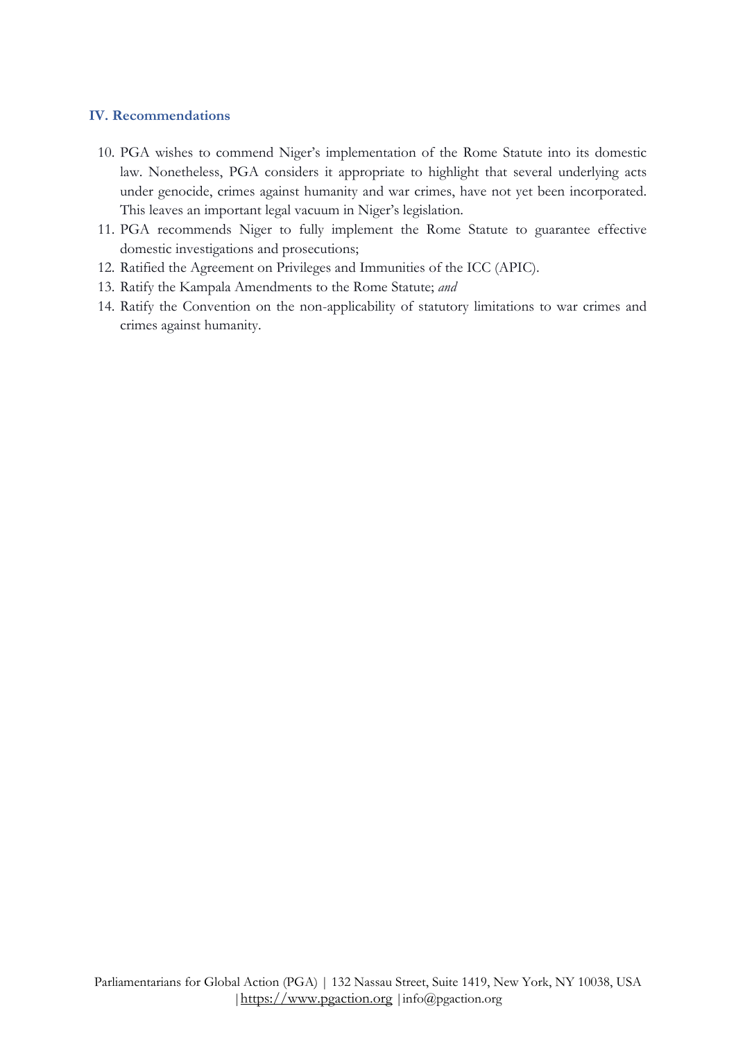## IV. Recommendations

10. PGA wishes to commend Niger's implementation of the Rome Statute into its domestic law. Nonetheless, PGA considers it appropriate to highlight that several underlying acts under genocide, crimes against humanity and war crimes, have not yet been incorporated. This leaves an important legal vacuum in Niger's legislation.
11. PGA recommends Niger to fully implement the Rome Statute to guarantee effective domestic investigations and prosecutions;
12. Ratified the Agreement on Privileges and Immunities of the ICC (APIC).
13. Ratify the Kampala Amendments to the Rome Statute; *and*
14. Ratify the Convention on the non-applicability of statutory limitations to war crimes and crimes against humanity.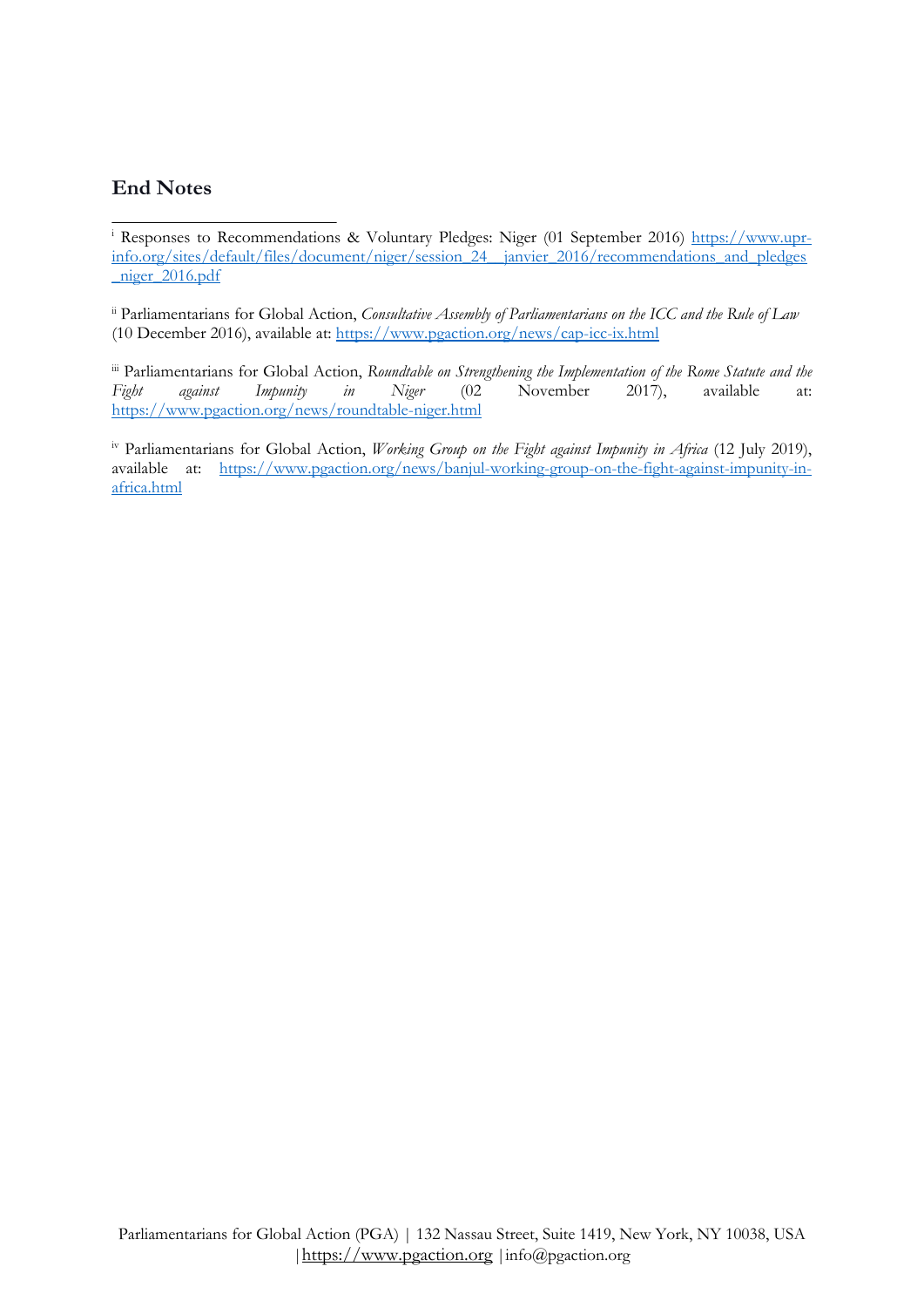## End Notes

[i] Responses to Recommendations & Voluntary Pledges: Niger (01 September 2016) https://www.upr-info.org/sites/default/files/document/niger/session_24__janvier_2016/recommendations_and_pledges_niger_2016.pdf

[ii] Parliamentarians for Global Action, *Consultative Assembly of Parliamentarians on the ICC and the Rule of Law* (10 December 2016), available at: https://www.pgaction.org/news/cap-icc-ix.html

[iii] Parliamentarians for Global Action, *Roundtable on Strengthening the Implementation of the Rome Statute and the Fight against Impunity in Niger* (02 November 2017), available at: https://www.pgaction.org/news/roundtable-niger.html

[iv] Parliamentarians for Global Action, *Working Group on the Fight against Impunity in Africa* (12 July 2019), available at: https://www.pgaction.org/news/banjul-working-group-on-the-fight-against-impunity-in-africa.html

Parliamentarians for Global Action (PGA) | 132 Nassau Street, Suite 1419, New York, NY 10038, USA | https://www.pgaction.org | info@pgaction.org